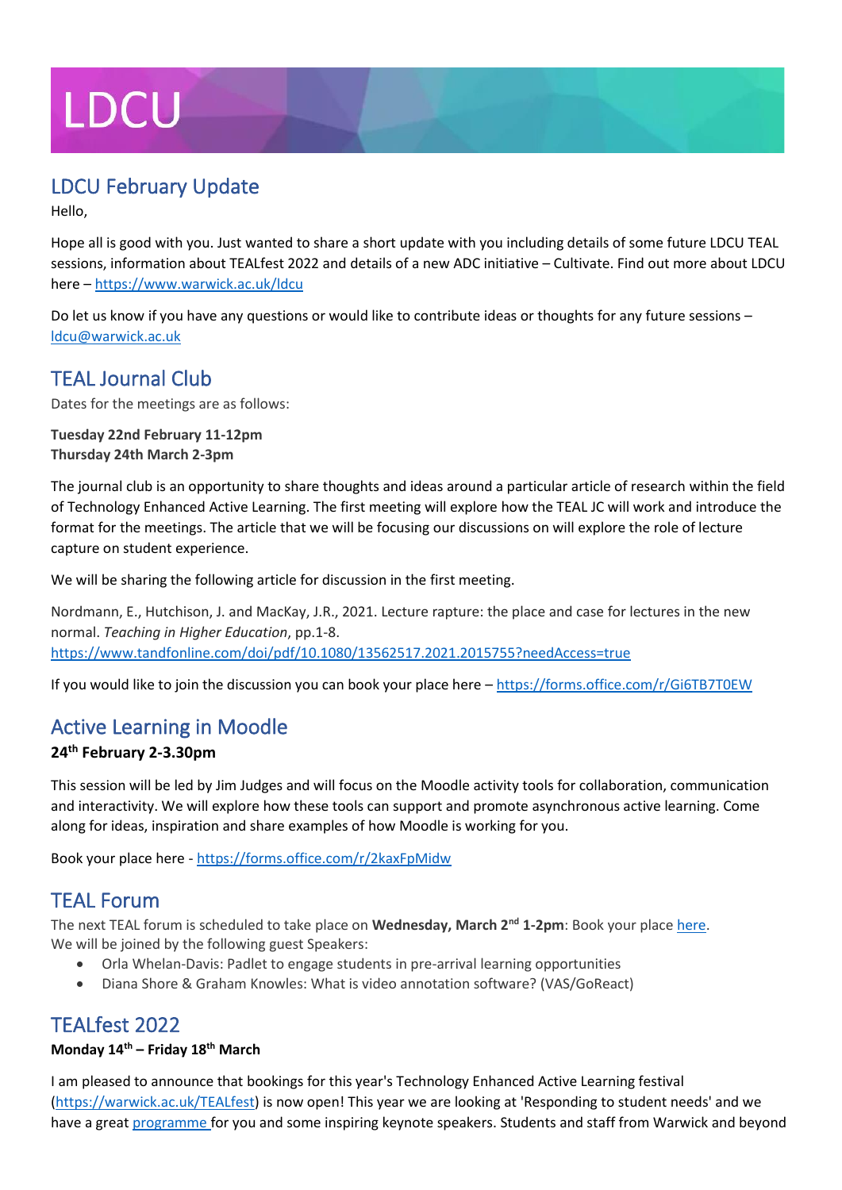# LDCU

## LDCU February Update

Hello,

Hope all is good with you. Just wanted to share a short update with you including details of some future LDCU TEAL sessions, information about TEALfest 2022 and details of a new ADC initiative – Cultivate. Find out more about LDCU here – https://www.warwick.ac.uk/ldcu

Do let us know if you have any questions or would like to contribute ideas or thoughts for any future sessions – ldcu@warwick.ac.uk

## TEAL Journal Club

Dates for the meetings are as follows:

**Tuesday 22nd February 11-12pm**
**Thursday 24th March 2-3pm**

The journal club is an opportunity to share thoughts and ideas around a particular article of research within the field of Technology Enhanced Active Learning. The first meeting will explore how the TEAL JC will work and introduce the format for the meetings. The article that we will be focusing our discussions on will explore the role of lecture capture on student experience.

We will be sharing the following article for discussion in the first meeting.

Nordmann, E., Hutchison, J. and MacKay, J.R., 2021. Lecture rapture: the place and case for lectures in the new normal. *Teaching in Higher Education*, pp.1-8.
https://www.tandfonline.com/doi/pdf/10.1080/13562517.2021.2015755?needAccess=true

If you would like to join the discussion you can book your place here – https://forms.office.com/r/Gi6TB7T0EW

## Active Learning in Moodle

**24th February 2-3.30pm**

This session will be led by Jim Judges and will focus on the Moodle activity tools for collaboration, communication and interactivity. We will explore how these tools can support and promote asynchronous active learning. Come along for ideas, inspiration and share examples of how Moodle is working for you.

Book your place here - https://forms.office.com/r/2kaxFpMidw

## TEAL Forum

The next TEAL forum is scheduled to take place on **Wednesday, March 2nd 1-2pm**: Book your place here.
We will be joined by the following guest Speakers:

- Orla Whelan-Davis: Padlet to engage students in pre-arrival learning opportunities
- Diana Shore & Graham Knowles: What is video annotation software? (VAS/GoReact)

## TEALfest 2022

**Monday 14th – Friday 18th March**

I am pleased to announce that bookings for this year's Technology Enhanced Active Learning festival (https://warwick.ac.uk/TEALfest) is now open! This year we are looking at 'Responding to student needs' and we have a great programme for you and some inspiring keynote speakers. Students and staff from Warwick and beyond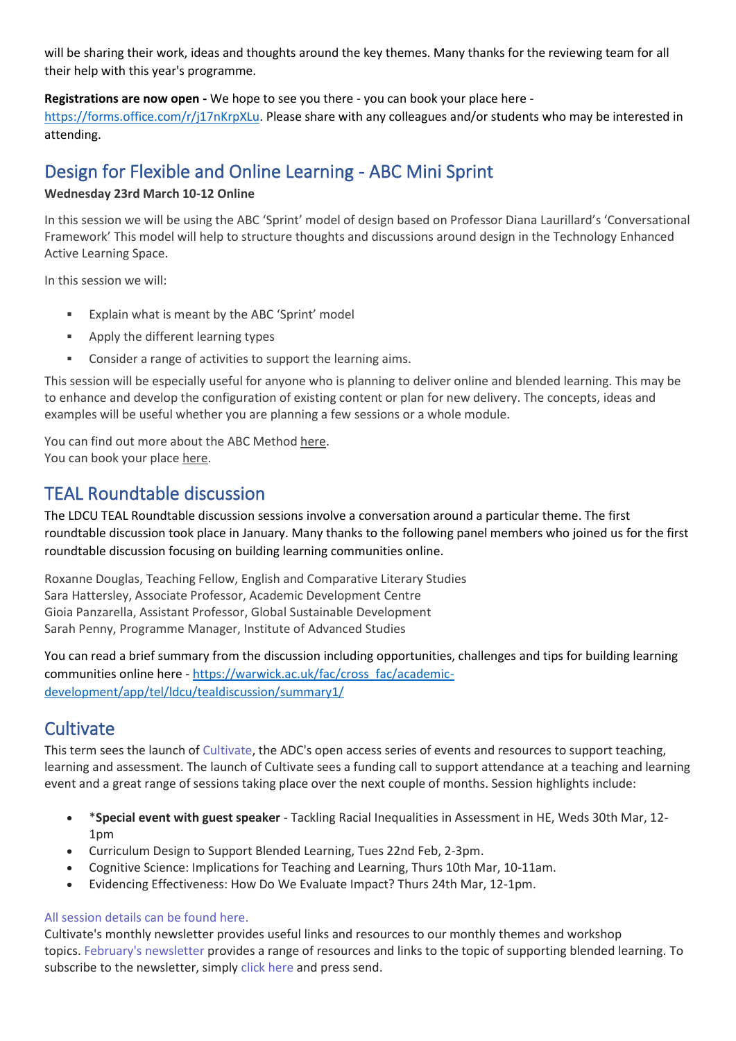will be sharing their work, ideas and thoughts around the key themes. Many thanks for the reviewing team for all their help with this year's programme.

**Registrations are now open -** We hope to see you there - you can book your place here - https://forms.office.com/r/j17nKrpXLu. Please share with any colleagues and/or students who may be interested in attending.

## Design for Flexible and Online Learning - ABC Mini Sprint

**Wednesday 23rd March 10-12 Online**

In this session we will be using the ABC 'Sprint' model of design based on Professor Diana Laurillard's 'Conversational Framework' This model will help to structure thoughts and discussions around design in the Technology Enhanced Active Learning Space.

In this session we will:

- Explain what is meant by the ABC 'Sprint' model
- Apply the different learning types
- Consider a range of activities to support the learning aims.

This session will be especially useful for anyone who is planning to deliver online and blended learning. This may be to enhance and develop the configuration of existing content or plan for new delivery. The concepts, ideas and examples will be useful whether you are planning a few sessions or a whole module.

You can find out more about the ABC Method here.
You can book your place here.

## TEAL Roundtable discussion

The LDCU TEAL Roundtable discussion sessions involve a conversation around a particular theme. The first roundtable discussion took place in January. Many thanks to the following panel members who joined us for the first roundtable discussion focusing on building learning communities online.

Roxanne Douglas, Teaching Fellow, English and Comparative Literary Studies
Sara Hattersley, Associate Professor, Academic Development Centre
Gioia Panzarella, Assistant Professor, Global Sustainable Development
Sarah Penny, Programme Manager, Institute of Advanced Studies

You can read a brief summary from the discussion including opportunities, challenges and tips for building learning communities online here - https://warwick.ac.uk/fac/cross_fac/academic-development/app/tel/ldcu/tealdiscussion/summary1/

## Cultivate

This term sees the launch of Cultivate, the ADC's open access series of events and resources to support teaching, learning and assessment. The launch of Cultivate sees a funding call to support attendance at a teaching and learning event and a great range of sessions taking place over the next couple of months. Session highlights include:

- ***Special event with guest speaker** - Tackling Racial Inequalities in Assessment in HE, Weds 30th Mar, 12-1pm
- Curriculum Design to Support Blended Learning, Tues 22nd Feb, 2-3pm.
- Cognitive Science: Implications for Teaching and Learning, Thurs 10th Mar, 10-11am.
- Evidencing Effectiveness: How Do We Evaluate Impact? Thurs 24th Mar, 12-1pm.

All session details can be found here.
Cultivate's monthly newsletter provides useful links and resources to our monthly themes and workshop topics. February's newsletter provides a range of resources and links to the topic of supporting blended learning. To subscribe to the newsletter, simply click here and press send.